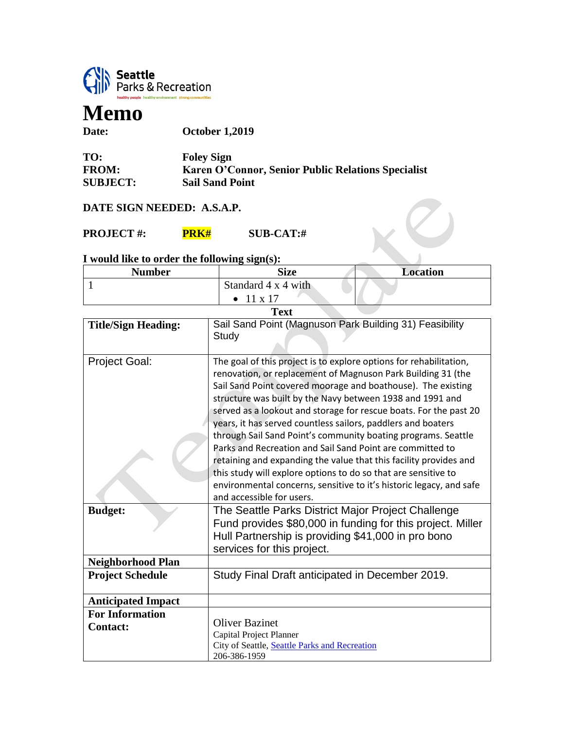Seattle Parks & Recreation

healthy people healthy environment strong communities

# Memo

**Date:** **October 1,2019**

**TO:** **Foley Sign**
**FROM:** **Karen O'Connor, Senior Public Relations Specialist**
**SUBJECT:** **Sail Sand Point**

**DATE SIGN NEEDED: A.S.A.P.**

**PROJECT #:** **PRK#** **SUB-CAT:#**

**I would like to order the following sign(s):**

| Number | Size | Location |
|---|---|---|
| 1 | Standard 4 x 4 with<br>• 11 x 17 | |

**Text**

| | |
|---|---|
| **Title/Sign Heading:** | Sail Sand Point (Magnuson Park Building 31) Feasibility Study |
| Project Goal: | The goal of this project is to explore options for rehabilitation, renovation, or replacement of Magnuson Park Building 31 (the Sail Sand Point covered moorage and boathouse). The existing structure was built by the Navy between 1938 and 1991 and served as a lookout and storage for rescue boats. For the past 20 years, it has served countless sailors, paddlers and boaters through Sail Sand Point's community boating programs. Seattle Parks and Recreation and Sail Sand Point are committed to retaining and expanding the value that this facility provides and this study will explore options to do so that are sensitive to environmental concerns, sensitive to it's historic legacy, and safe and accessible for users. |
| **Budget:** | The Seattle Parks District Major Project Challenge Fund provides $80,000 in funding for this project. Miller Hull Partnership is providing $41,000 in pro bono services for this project. |
| **Neighborhood Plan** | |
| **Project Schedule** | Study Final Draft anticipated in December 2019. |
| **Anticipated Impact** | |
| **For Information Contact:** | Oliver Bazinet<br>Capital Project Planner<br>City of Seattle, Seattle Parks and Recreation<br>206-386-1959 |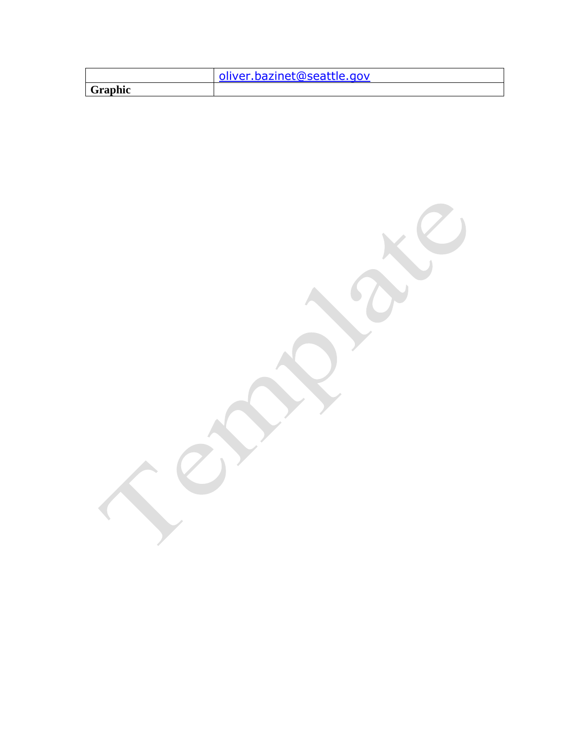| | |
|---|---|
| | oliver.bazinet@seattle.gov |
| **Graphic** | |

Template